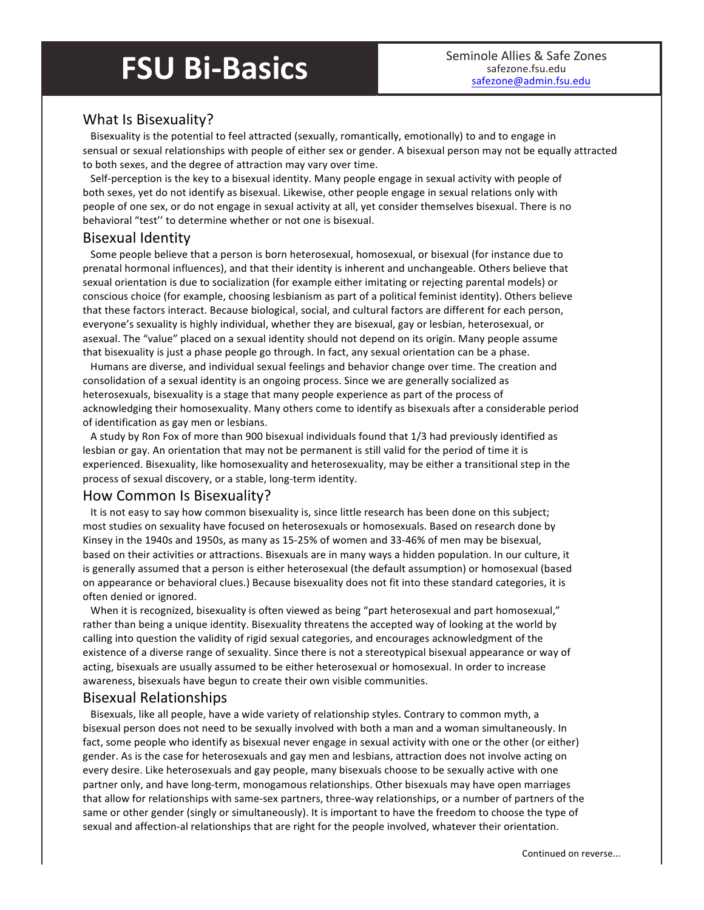# FSU Bi-Basics

Seminole Allies & Safe Zones
safezone.fsu.edu
safezone@admin.fsu.edu

## What Is Bisexuality?

Bisexuality is the potential to feel attracted (sexually, romantically, emotionally) to and to engage in sensual or sexual relationships with people of either sex or gender. A bisexual person may not be equally attracted to both sexes, and the degree of attraction may vary over time.

Self-perception is the key to a bisexual identity. Many people engage in sexual activity with people of both sexes, yet do not identify as bisexual. Likewise, other people engage in sexual relations only with people of one sex, or do not engage in sexual activity at all, yet consider themselves bisexual. There is no behavioral "test'' to determine whether or not one is bisexual.

## Bisexual Identity

Some people believe that a person is born heterosexual, homosexual, or bisexual (for instance due to prenatal hormonal influences), and that their identity is inherent and unchangeable. Others believe that sexual orientation is due to socialization (for example either imitating or rejecting parental models) or conscious choice (for example, choosing lesbianism as part of a political feminist identity). Others believe that these factors interact. Because biological, social, and cultural factors are different for each person, everyone's sexuality is highly individual, whether they are bisexual, gay or lesbian, heterosexual, or asexual. The "value" placed on a sexual identity should not depend on its origin. Many people assume that bisexuality is just a phase people go through. In fact, any sexual orientation can be a phase.

Humans are diverse, and individual sexual feelings and behavior change over time. The creation and consolidation of a sexual identity is an ongoing process. Since we are generally socialized as heterosexuals, bisexuality is a stage that many people experience as part of the process of acknowledging their homosexuality. Many others come to identify as bisexuals after a considerable period of identification as gay men or lesbians.

A study by Ron Fox of more than 900 bisexual individuals found that 1/3 had previously identified as lesbian or gay. An orientation that may not be permanent is still valid for the period of time it is experienced. Bisexuality, like homosexuality and heterosexuality, may be either a transitional step in the process of sexual discovery, or a stable, long-term identity.

## How Common Is Bisexuality?

It is not easy to say how common bisexuality is, since little research has been done on this subject; most studies on sexuality have focused on heterosexuals or homosexuals. Based on research done by Kinsey in the 1940s and 1950s, as many as 15-25% of women and 33-46% of men may be bisexual, based on their activities or attractions. Bisexuals are in many ways a hidden population. In our culture, it is generally assumed that a person is either heterosexual (the default assumption) or homosexual (based on appearance or behavioral clues.) Because bisexuality does not fit into these standard categories, it is often denied or ignored.

When it is recognized, bisexuality is often viewed as being "part heterosexual and part homosexual," rather than being a unique identity. Bisexuality threatens the accepted way of looking at the world by calling into question the validity of rigid sexual categories, and encourages acknowledgment of the existence of a diverse range of sexuality. Since there is not a stereotypical bisexual appearance or way of acting, bisexuals are usually assumed to be either heterosexual or homosexual. In order to increase awareness, bisexuals have begun to create their own visible communities.

## Bisexual Relationships

Bisexuals, like all people, have a wide variety of relationship styles. Contrary to common myth, a bisexual person does not need to be sexually involved with both a man and a woman simultaneously. In fact, some people who identify as bisexual never engage in sexual activity with one or the other (or either) gender. As is the case for heterosexuals and gay men and lesbians, attraction does not involve acting on every desire. Like heterosexuals and gay people, many bisexuals choose to be sexually active with one partner only, and have long-term, monogamous relationships. Other bisexuals may have open marriages that allow for relationships with same-sex partners, three-way relationships, or a number of partners of the same or other gender (singly or simultaneously). It is important to have the freedom to choose the type of sexual and affection-al relationships that are right for the people involved, whatever their orientation.

Continued on reverse...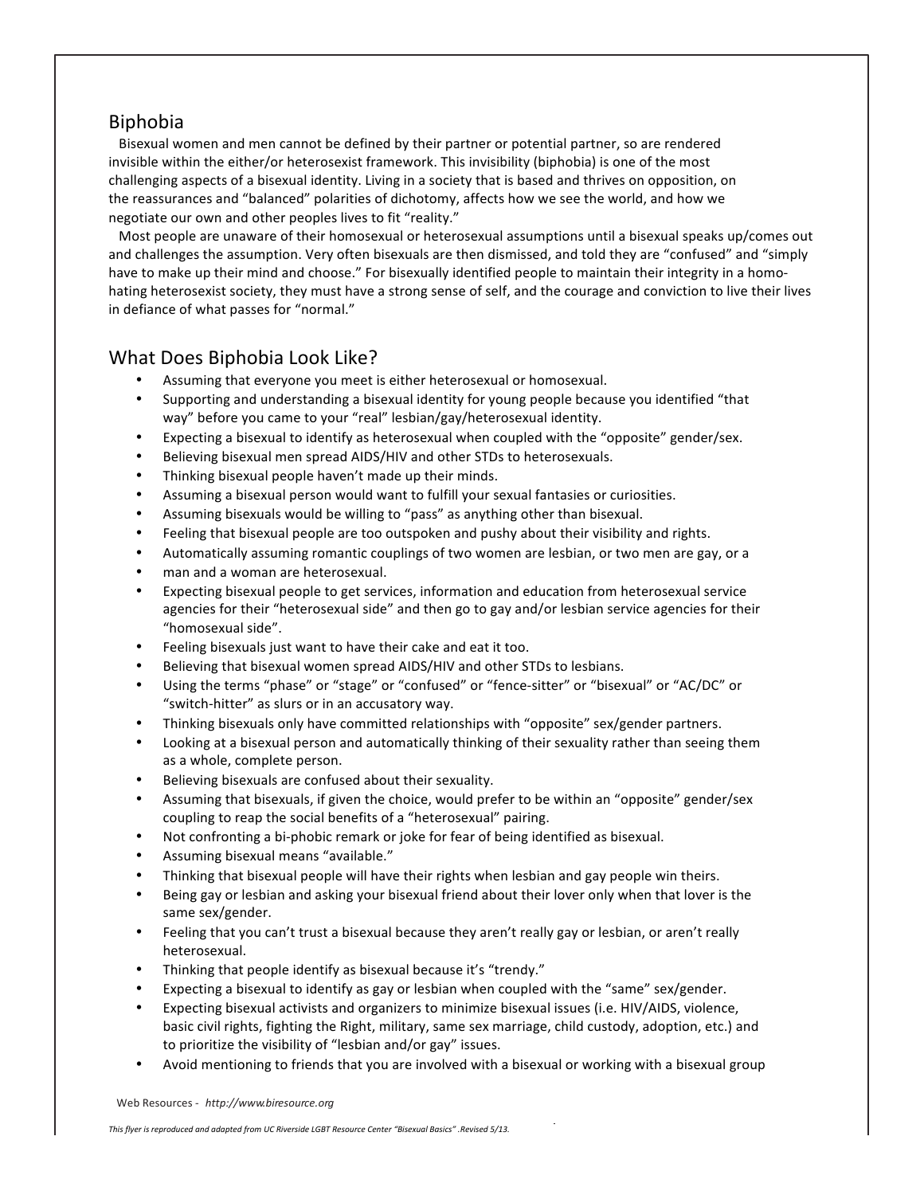## Biphobia

Bisexual women and men cannot be defined by their partner or potential partner, so are rendered invisible within the either/or heterosexist framework. This invisibility (biphobia) is one of the most challenging aspects of a bisexual identity. Living in a society that is based and thrives on opposition, on the reassurances and "balanced" polarities of dichotomy, affects how we see the world, and how we negotiate our own and other peoples lives to fit "reality."

Most people are unaware of their homosexual or heterosexual assumptions until a bisexual speaks up/comes out and challenges the assumption. Very often bisexuals are then dismissed, and told they are "confused" and "simply have to make up their mind and choose." For bisexually identified people to maintain their integrity in a homo-hating heterosexist society, they must have a strong sense of self, and the courage and conviction to live their lives in defiance of what passes for "normal."

## What Does Biphobia Look Like?

- Assuming that everyone you meet is either heterosexual or homosexual.
- Supporting and understanding a bisexual identity for young people because you identified "that way" before you came to your "real" lesbian/gay/heterosexual identity.
- Expecting a bisexual to identify as heterosexual when coupled with the "opposite" gender/sex.
- Believing bisexual men spread AIDS/HIV and other STDs to heterosexuals.
- Thinking bisexual people haven't made up their minds.
- Assuming a bisexual person would want to fulfill your sexual fantasies or curiosities.
- Assuming bisexuals would be willing to "pass" as anything other than bisexual.
- Feeling that bisexual people are too outspoken and pushy about their visibility and rights.
- Automatically assuming romantic couplings of two women are lesbian, or two men are gay, or a
- man and a woman are heterosexual.
- Expecting bisexual people to get services, information and education from heterosexual service agencies for their "heterosexual side" and then go to gay and/or lesbian service agencies for their "homosexual side".
- Feeling bisexuals just want to have their cake and eat it too.
- Believing that bisexual women spread AIDS/HIV and other STDs to lesbians.
- Using the terms "phase" or "stage" or "confused" or "fence-sitter" or "bisexual" or "AC/DC" or "switch-hitter" as slurs or in an accusatory way.
- Thinking bisexuals only have committed relationships with "opposite" sex/gender partners.
- Looking at a bisexual person and automatically thinking of their sexuality rather than seeing them as a whole, complete person.
- Believing bisexuals are confused about their sexuality.
- Assuming that bisexuals, if given the choice, would prefer to be within an "opposite" gender/sex coupling to reap the social benefits of a "heterosexual" pairing.
- Not confronting a bi-phobic remark or joke for fear of being identified as bisexual.
- Assuming bisexual means "available."
- Thinking that bisexual people will have their rights when lesbian and gay people win theirs.
- Being gay or lesbian and asking your bisexual friend about their lover only when that lover is the same sex/gender.
- Feeling that you can't trust a bisexual because they aren't really gay or lesbian, or aren't really heterosexual.
- Thinking that people identify as bisexual because it's "trendy."
- Expecting a bisexual to identify as gay or lesbian when coupled with the "same" sex/gender.
- Expecting bisexual activists and organizers to minimize bisexual issues (i.e. HIV/AIDS, violence, basic civil rights, fighting the Right, military, same sex marriage, child custody, adoption, etc.) and to prioritize the visibility of "lesbian and/or gay" issues.
- Avoid mentioning to friends that you are involved with a bisexual or working with a bisexual group

Web Resources - *http://www.biresource.org*

*This flyer is reproduced and adapted from UC Riverside LGBT Resource Center "Bisexual Basics" .Revised 5/13.*